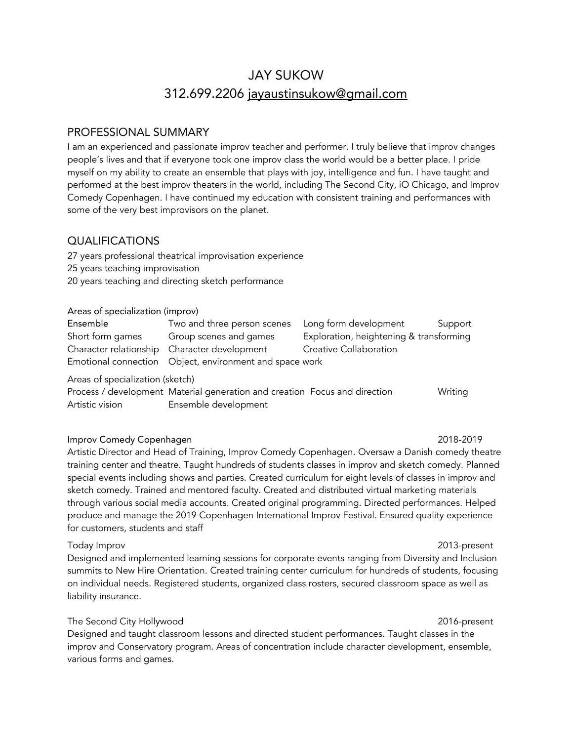# JAY SUKOW

312.699.2206 jayaustinsukow@gmail.com

## PROFESSIONAL SUMMARY

I am an experienced and passionate improv teacher and performer. I truly believe that improv changes people's lives and that if everyone took one improv class the world would be a better place. I pride myself on my ability to create an ensemble that plays with joy, intelligence and fun. I have taught and performed at the best improv theaters in the world, including The Second City, iO Chicago, and Improv Comedy Copenhagen. I have continued my education with consistent training and performances with some of the very best improvisors on the planet.

## QUALIFICATIONS

27 years professional theatrical improvisation experience
25 years teaching improvisation
20 years teaching and directing sketch performance

Areas of specialization (improv)

| Ensemble | Two and three person scenes | Long form development | Support |
|---|---|---|---|
| Short form games | Group scenes and games | Exploration, heightening & transforming | |
| Character relationship | Character development | Creative Collaboration | |
| Emotional connection | Object, environment and space work | | |

Areas of specialization (sketch)

| Process / development | Material generation and creation | Focus and direction | Writing |
|---|---|---|---|
| Artistic vision | Ensemble development | | |

Improv Comedy Copenhagen — 2018-2019

Artistic Director and Head of Training, Improv Comedy Copenhagen. Oversaw a Danish comedy theatre training center and theatre. Taught hundreds of students classes in improv and sketch comedy. Planned special events including shows and parties. Created curriculum for eight levels of classes in improv and sketch comedy. Trained and mentored faculty. Created and distributed virtual marketing materials through various social media accounts. Created original programming. Directed performances. Helped produce and manage the 2019 Copenhagen International Improv Festival. Ensured quality experience for customers, students and staff

Today Improv — 2013-present

Designed and implemented learning sessions for corporate events ranging from Diversity and Inclusion summits to New Hire Orientation. Created training center curriculum for hundreds of students, focusing on individual needs. Registered students, organized class rosters, secured classroom space as well as liability insurance.

The Second City Hollywood — 2016-present

Designed and taught classroom lessons and directed student performances. Taught classes in the improv and Conservatory program. Areas of concentration include character development, ensemble, various forms and games.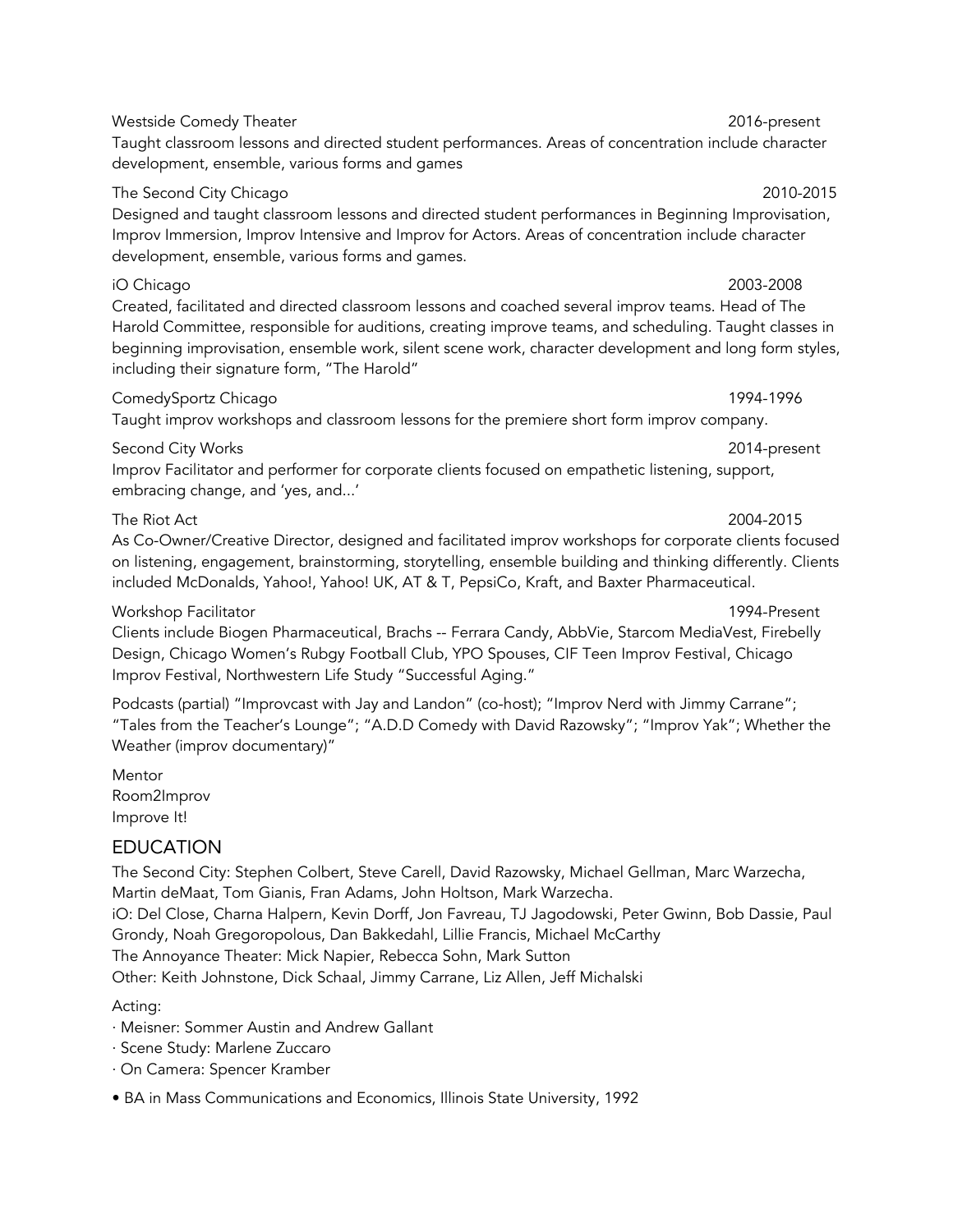Westside Comedy Theater 2016-present
Taught classroom lessons and directed student performances. Areas of concentration include character development, ensemble, various forms and games

The Second City Chicago 2010-2015
Designed and taught classroom lessons and directed student performances in Beginning Improvisation, Improv Immersion, Improv Intensive and Improv for Actors. Areas of concentration include character development, ensemble, various forms and games.

iO Chicago 2003-2008
Created, facilitated and directed classroom lessons and coached several improv teams. Head of The Harold Committee, responsible for auditions, creating improve teams, and scheduling. Taught classes in beginning improvisation, ensemble work, silent scene work, character development and long form styles, including their signature form, "The Harold"

ComedySportz Chicago 1994-1996
Taught improv workshops and classroom lessons for the premiere short form improv company.

Second City Works 2014-present
Improv Facilitator and performer for corporate clients focused on empathetic listening, support, embracing change, and 'yes, and...'

The Riot Act 2004-2015
As Co-Owner/Creative Director, designed and facilitated improv workshops for corporate clients focused on listening, engagement, brainstorming, storytelling, ensemble building and thinking differently. Clients included McDonalds, Yahoo!, Yahoo! UK, AT & T, PepsiCo, Kraft, and Baxter Pharmaceutical.

Workshop Facilitator 1994-Present
Clients include Biogen Pharmaceutical, Brachs -- Ferrara Candy, AbbVie, Starcom MediaVest, Firebelly Design, Chicago Women's Rubgy Football Club, YPO Spouses, CIF Teen Improv Festival, Chicago Improv Festival, Northwestern Life Study "Successful Aging."

Podcasts (partial) "Improvcast with Jay and Landon" (co-host); "Improv Nerd with Jimmy Carrane"; "Tales from the Teacher's Lounge"; "A.D.D Comedy with David Razowsky"; "Improv Yak"; Whether the Weather (improv documentary)"

Mentor
Room2Improv
Improve It!

## EDUCATION

The Second City: Stephen Colbert, Steve Carell, David Razowsky, Michael Gellman, Marc Warzecha, Martin deMaat, Tom Gianis, Fran Adams, John Holtson, Mark Warzecha.
iO: Del Close, Charna Halpern, Kevin Dorff, Jon Favreau, TJ Jagodowski, Peter Gwinn, Bob Dassie, Paul Grondy, Noah Gregoropolous, Dan Bakkedahl, Lillie Francis, Michael McCarthy
The Annoyance Theater: Mick Napier, Rebecca Sohn, Mark Sutton
Other: Keith Johnstone, Dick Schaal, Jimmy Carrane, Liz Allen, Jeff Michalski

Acting:

· Meisner: Sommer Austin and Andrew Gallant
· Scene Study: Marlene Zuccaro
· On Camera: Spencer Kramber

- BA in Mass Communications and Economics, Illinois State University, 1992